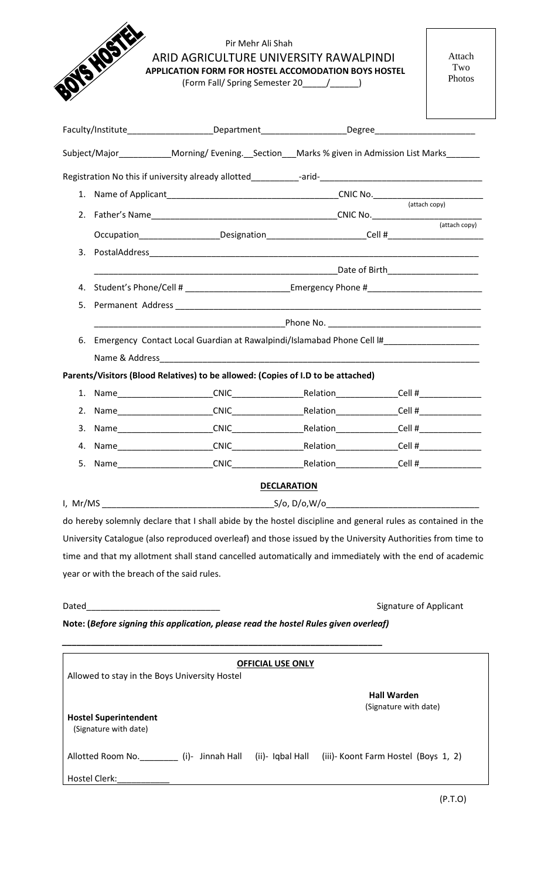BOYS HOSTEL

Pir Mehr Ali Shah
ARID AGRICULTURE UNIVERSITY RAWALPINDI
**APPLICATION FORM FOR HOSTEL ACCOMODATION BOYS HOSTEL**
(Form Fall/ Spring Semester 20_____/______)

Attach Two Photos

Faculty/Institute__________________Department__________________Degree______________________

Subject/Major___________Morning/ Evening.__Section___Marks % given in Admission List Marks_______

Registration No this if university already allotted__________-arid-__________________________________

1. Name of Applicant____________________________________CNIC No.________________________ (attach copy)
2. Father's Name_______________________________________CNIC No.________________________ (attach copy)
   Occupation_________________Designation____________________Cell #____________________
3. PostalAddress_______________________________________________________________________
   ______________________________________________________Date of Birth___________________
4. Student's Phone/Cell # ______________________Emergency Phone #_________________________
5. Permanent Address __________________________________________________________________
   ________________________________________Phone No. _________________________________
6. Emergency Contact Local Guardian at Rawalpindi/Islamabad Phone Cell I#____________________
   Name & Address_____________________________________________________________________

**Parents/Visitors (Blood Relatives) to be allowed: (Copies of I.D to be attached)**

1. Name____________________CNIC________________Relation_____________Cell #_____________
2. Name____________________CNIC________________Relation_____________Cell #_____________
3. Name____________________CNIC________________Relation_____________Cell #_____________
4. Name____________________CNIC________________Relation_____________Cell #_____________
5. Name____________________CNIC________________Relation_____________Cell #_____________

**DECLARATION**

I, Mr/MS ____________________________________S/o, D/o,W/o________________________________

do hereby solemnly declare that I shall abide by the hostel discipline and general rules as contained in the University Catalogue (also reproduced overleaf) and those issued by the University Authorities from time to time and that my allotment shall stand cancelled automatically and immediately with the end of academic year or with the breach of the said rules.

Dated____________________________ Signature of Applicant

**Note: (*Before signing this application, please read the hostel Rules given overleaf*)**

---

**OFFICIAL USE ONLY**

Allowed to stay in the Boys University Hostel

**Hall Warden**
(Signature with date)

**Hostel Superintendent**
(Signature with date)

Allotted Room No.________ (i)- Jinnah Hall (ii)- Iqbal Hall (iii)- Koont Farm Hostel (Boys 1, 2)

Hostel Clerk:___________

(P.T.O)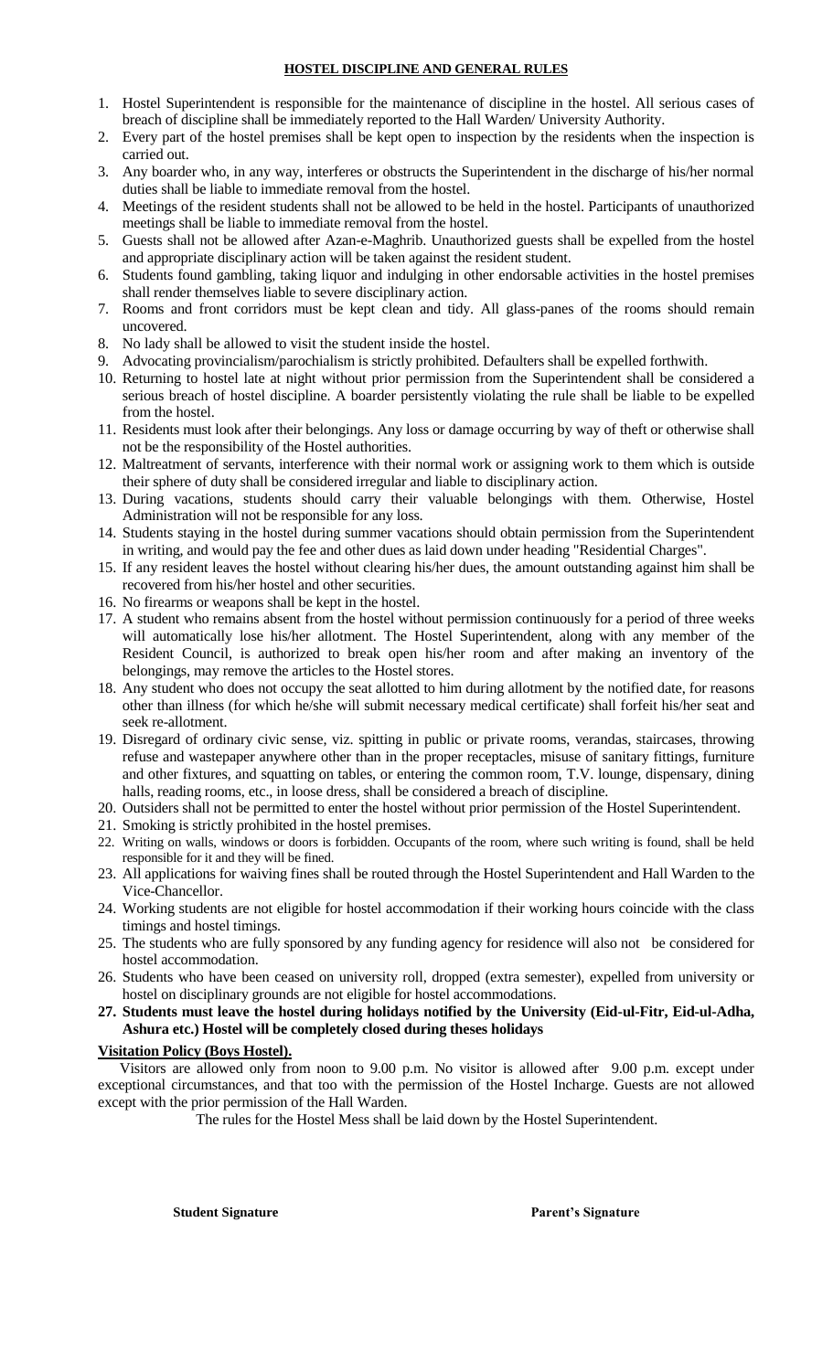# HOSTEL DISCIPLINE AND GENERAL RULES

1. Hostel Superintendent is responsible for the maintenance of discipline in the hostel. All serious cases of breach of discipline shall be immediately reported to the Hall Warden/ University Authority.
2. Every part of the hostel premises shall be kept open to inspection by the residents when the inspection is carried out.
3. Any boarder who, in any way, interferes or obstructs the Superintendent in the discharge of his/her normal duties shall be liable to immediate removal from the hostel.
4. Meetings of the resident students shall not be allowed to be held in the hostel. Participants of unauthorized meetings shall be liable to immediate removal from the hostel.
5. Guests shall not be allowed after Azan-e-Maghrib. Unauthorized guests shall be expelled from the hostel and appropriate disciplinary action will be taken against the resident student.
6. Students found gambling, taking liquor and indulging in other endorsable activities in the hostel premises shall render themselves liable to severe disciplinary action.
7. Rooms and front corridors must be kept clean and tidy. All glass-panes of the rooms should remain uncovered.
8. No lady shall be allowed to visit the student inside the hostel.
9. Advocating provincialism/parochialism is strictly prohibited. Defaulters shall be expelled forthwith.
10. Returning to hostel late at night without prior permission from the Superintendent shall be considered a serious breach of hostel discipline. A boarder persistently violating the rule shall be liable to be expelled from the hostel.
11. Residents must look after their belongings. Any loss or damage occurring by way of theft or otherwise shall not be the responsibility of the Hostel authorities.
12. Maltreatment of servants, interference with their normal work or assigning work to them which is outside their sphere of duty shall be considered irregular and liable to disciplinary action.
13. During vacations, students should carry their valuable belongings with them. Otherwise, Hostel Administration will not be responsible for any loss.
14. Students staying in the hostel during summer vacations should obtain permission from the Superintendent in writing, and would pay the fee and other dues as laid down under heading "Residential Charges".
15. If any resident leaves the hostel without clearing his/her dues, the amount outstanding against him shall be recovered from his/her hostel and other securities.
16. No firearms or weapons shall be kept in the hostel.
17. A student who remains absent from the hostel without permission continuously for a period of three weeks will automatically lose his/her allotment. The Hostel Superintendent, along with any member of the Resident Council, is authorized to break open his/her room and after making an inventory of the belongings, may remove the articles to the Hostel stores.
18. Any student who does not occupy the seat allotted to him during allotment by the notified date, for reasons other than illness (for which he/she will submit necessary medical certificate) shall forfeit his/her seat and seek re-allotment.
19. Disregard of ordinary civic sense, viz. spitting in public or private rooms, verandas, staircases, throwing refuse and wastepaper anywhere other than in the proper receptacles, misuse of sanitary fittings, furniture and other fixtures, and squatting on tables, or entering the common room, T.V. lounge, dispensary, dining halls, reading rooms, etc., in loose dress, shall be considered a breach of discipline.
20. Outsiders shall not be permitted to enter the hostel without prior permission of the Hostel Superintendent.
21. Smoking is strictly prohibited in the hostel premises.
22. Writing on walls, windows or doors is forbidden. Occupants of the room, where such writing is found, shall be held responsible for it and they will be fined.
23. All applications for waiving fines shall be routed through the Hostel Superintendent and Hall Warden to the Vice-Chancellor.
24. Working students are not eligible for hostel accommodation if their working hours coincide with the class timings and hostel timings.
25. The students who are fully sponsored by any funding agency for residence will also not be considered for hostel accommodation.
26. Students who have been ceased on university roll, dropped (extra semester), expelled from university or hostel on disciplinary grounds are not eligible for hostel accommodations.
27. **Students must leave the hostel during holidays notified by the University (Eid-ul-Fitr, Eid-ul-Adha, Ashura etc.) Hostel will be completely closed during theses holidays**

**Visitation Policy (Boys Hostel).**

Visitors are allowed only from noon to 9.00 p.m. No visitor is allowed after 9.00 p.m. except under exceptional circumstances, and that too with the permission of the Hostel Incharge. Guests are not allowed except with the prior permission of the Hall Warden.

The rules for the Hostel Mess shall be laid down by the Hostel Superintendent.

**Student Signature** **Parent's Signature**